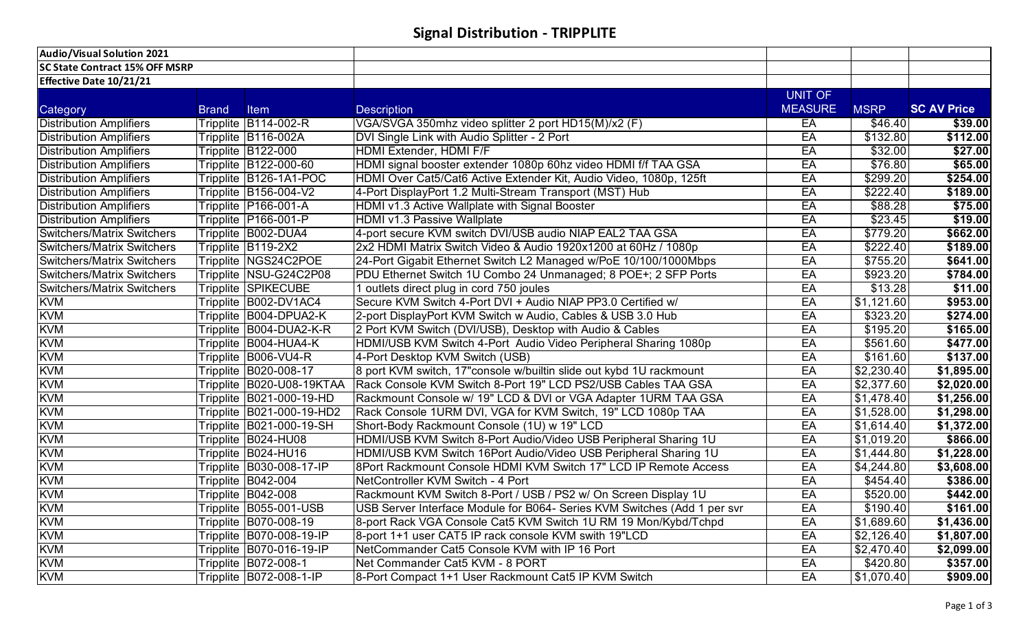# Signal Distribution - TRIPPLITE

| Audio/Visual Solution 2021 | | | | | | |
|---|---|---|---|---|---|---|
| SC State Contract 15% OFF MSRP | | | | | | |
| Effective Date 10/21/21 | | | | | | |
| Category | Brand | Item | Description | UNIT OF MEASURE | MSRP | SC AV Price |
| Distribution Amplifiers | Tripplite | B114-002-R | VGA/SVGA 350mhz video splitter 2 port HD15(M)/x2 (F) | EA | $46.40 | $39.00 |
| Distribution Amplifiers | Tripplite | B116-002A | DVI Single Link with Audio Splitter - 2 Port | EA | $132.80 | $112.00 |
| Distribution Amplifiers | Tripplite | B122-000 | HDMI Extender, HDMI F/F | EA | $32.00 | $27.00 |
| Distribution Amplifiers | Tripplite | B122-000-60 | HDMI signal booster extender 1080p 60hz video HDMI f/f TAA GSA | EA | $76.80 | $65.00 |
| Distribution Amplifiers | Tripplite | B126-1A1-POC | HDMI Over Cat5/Cat6 Active Extender Kit, Audio Video, 1080p, 125ft | EA | $299.20 | $254.00 |
| Distribution Amplifiers | Tripplite | B156-004-V2 | 4-Port DisplayPort 1.2 Multi-Stream Transport (MST) Hub | EA | $222.40 | $189.00 |
| Distribution Amplifiers | Tripplite | P166-001-A | HDMI v1.3 Active Wallplate with Signal Booster | EA | $88.28 | $75.00 |
| Distribution Amplifiers | Tripplite | P166-001-P | HDMI v1.3 Passive Wallplate | EA | $23.45 | $19.00 |
| Switchers/Matrix Switchers | Tripplite | B002-DUA4 | 4-port secure KVM switch DVI/USB audio NIAP EAL2 TAA GSA | EA | $779.20 | $662.00 |
| Switchers/Matrix Switchers | Tripplite | B119-2X2 | 2x2 HDMI Matrix Switch Video & Audio 1920x1200 at 60Hz / 1080p | EA | $222.40 | $189.00 |
| Switchers/Matrix Switchers | Tripplite | NGS24C2POE | 24-Port Gigabit Ethernet Switch L2 Managed w/PoE 10/100/1000Mbps | EA | $755.20 | $641.00 |
| Switchers/Matrix Switchers | Tripplite | NSU-G24C2P08 | PDU Ethernet Switch 1U Combo 24 Unmanaged; 8 POE+; 2 SFP Ports | EA | $923.20 | $784.00 |
| Switchers/Matrix Switchers | Tripplite | SPIKECUBE | 1 outlets direct plug in cord 750 joules | EA | $13.28 | $11.00 |
| KVM | Tripplite | B002-DV1AC4 | Secure KVM Switch 4-Port DVI + Audio NIAP PP3.0 Certified w/ | EA | $1,121.60 | $953.00 |
| KVM | Tripplite | B004-DPUA2-K | 2-port DisplayPort KVM Switch w Audio, Cables & USB 3.0 Hub | EA | $323.20 | $274.00 |
| KVM | Tripplite | B004-DUA2-K-R | 2 Port KVM Switch (DVI/USB), Desktop with Audio & Cables | EA | $195.20 | $165.00 |
| KVM | Tripplite | B004-HUA4-K | HDMI/USB KVM Switch 4-Port Audio Video Peripheral Sharing 1080p | EA | $561.60 | $477.00 |
| KVM | Tripplite | B006-VU4-R | 4-Port Desktop KVM Switch (USB) | EA | $161.60 | $137.00 |
| KVM | Tripplite | B020-008-17 | 8 port KVM switch, 17"console w/builtin slide out kybd 1U rackmount | EA | $2,230.40 | $1,895.00 |
| KVM | Tripplite | B020-U08-19KTAA | Rack Console KVM Switch 8-Port 19" LCD PS2/USB Cables TAA GSA | EA | $2,377.60 | $2,020.00 |
| KVM | Tripplite | B021-000-19-HD | Rackmount Console w/ 19" LCD & DVI or VGA Adapter 1URM TAA GSA | EA | $1,478.40 | $1,256.00 |
| KVM | Tripplite | B021-000-19-HD2 | Rack Console 1URM DVI, VGA for KVM Switch, 19" LCD 1080p TAA | EA | $1,528.00 | $1,298.00 |
| KVM | Tripplite | B021-000-19-SH | Short-Body Rackmount Console (1U) w 19" LCD | EA | $1,614.40 | $1,372.00 |
| KVM | Tripplite | B024-HU08 | HDMI/USB KVM Switch 8-Port Audio/Video USB Peripheral Sharing 1U | EA | $1,019.20 | $866.00 |
| KVM | Tripplite | B024-HU16 | HDMI/USB KVM Switch 16Port Audio/Video USB Peripheral Sharing 1U | EA | $1,444.80 | $1,228.00 |
| KVM | Tripplite | B030-008-17-IP | 8Port Rackmount Console HDMI KVM Switch 17" LCD IP Remote Access | EA | $4,244.80 | $3,608.00 |
| KVM | Tripplite | B042-004 | NetController KVM Switch - 4 Port | EA | $454.40 | $386.00 |
| KVM | Tripplite | B042-008 | Rackmount KVM Switch 8-Port / USB / PS2 w/ On Screen Display 1U | EA | $520.00 | $442.00 |
| KVM | Tripplite | B055-001-USB | USB Server Interface Module for B064- Series KVM Switches (Add 1 per svr | EA | $190.40 | $161.00 |
| KVM | Tripplite | B070-008-19 | 8-port Rack VGA Console Cat5 KVM Switch 1U RM 19 Mon/Kybd/Tchpd | EA | $1,689.60 | $1,436.00 |
| KVM | Tripplite | B070-008-19-IP | 8-port 1+1 user CAT5 IP rack console KVM swith 19"LCD | EA | $2,126.40 | $1,807.00 |
| KVM | Tripplite | B070-016-19-IP | NetCommander Cat5 Console KVM with IP 16 Port | EA | $2,470.40 | $2,099.00 |
| KVM | Tripplite | B072-008-1 | Net Commander Cat5 KVM - 8 PORT | EA | $420.80 | $357.00 |
| KVM | Tripplite | B072-008-1-IP | 8-Port Compact 1+1 User Rackmount Cat5 IP KVM Switch | EA | $1,070.40 | $909.00 |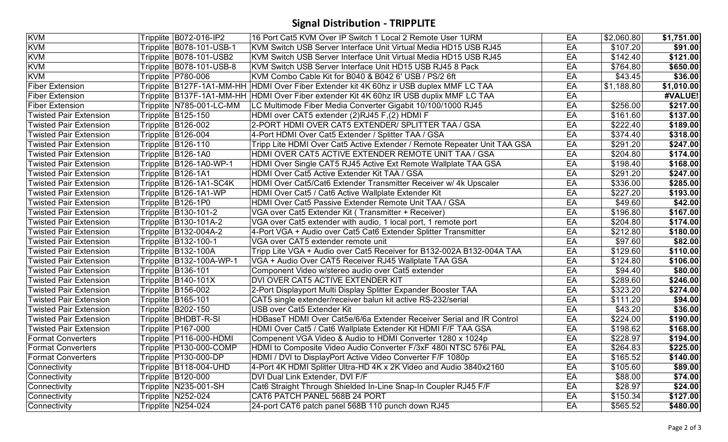## Signal Distribution - TRIPPLITE

| | | | | | | |
|---|---|---|---|---|---|---|
| KVM | Tripplite | B072-016-IP2 | 16 Port Cat5 KVM Over IP Switch 1 Local 2 Remote User 1URM | EA | $2,060.80 | **$1,751.00** |
| KVM | Tripplite | B078-101-USB-1 | KVM Switch USB Server Interface Unit Virtual Media HD15 USB RJ45 | EA | $107.20 | **$91.00** |
| KVM | Tripplite | B078-101-USB2 | KVM Switch USB Server Interface Unit Virtual Media HD15 USB RJ45 | EA | $142.40 | **$121.00** |
| KVM | Tripplite | B078-101-USB-8 | KVM Switch USB Server Interface Unit HD15 USB RJ45 8 Pack | EA | $764.80 | **$650.00** |
| KVM | Tripplite | P780-006 | KVM Combo Cable Kit for B040 & B042 6' USB / PS/2 6ft | EA | $43.45 | **$36.00** |
| Fiber Extension | Tripplite | B127F-1A1-MM-HH | HDMI Over Fiber Extender kit 4K 60hz ir USB duplex MMF LC TAA | EA | $1,188.80 | **$1,010.00** |
| Fiber Extension | Tripplite | B137F-1A1-MM-HH | HDMI Over Fiber extender Kit 4K 60hz IR USB duplix MMF LC TAA | EA | | **#VALUE!** |
| Fiber Extension | Tripplite | N785-001-LC-MM | LC Multimode Fiber Media Converter Gigabit 10/100/1000 RJ45 | EA | $256.00 | **$217.00** |
| Twisted Pair Extension | Tripplite | B125-150 | HDMI over CAT5 extender (2)RJ45 F,(2) HDMI F | EA | $161.60 | **$137.00** |
| Twisted Pair Extension | Tripplite | B126-002 | 2-PORT HDMI OVER CAT5 EXTENDER/ SPLITTER TAA / GSA | EA | $222.40 | **$189.00** |
| Twisted Pair Extension | Tripplite | B126-004 | 4-Port HDMI Over Cat5 Extender / Splitter TAA / GSA | EA | $374.40 | **$318.00** |
| Twisted Pair Extension | Tripplite | B126-110 | Tripp Lite HDMI Over Cat5 Active Extender / Remote Repeater Unit TAA GSA | EA | $291.20 | **$247.00** |
| Twisted Pair Extension | Tripplite | B126-1A0 | HDMI OVER CAT5 ACTIVE EXTENDER REMOTE UNIT TAA / GSA | EA | $204.80 | **$174.00** |
| Twisted Pair Extension | Tripplite | B126-1A0-WP-1 | HDMI Over Single CAT5 RJ45 Active Ext Remote Wallplate TAA GSA | EA | $198.40 | **$168.00** |
| Twisted Pair Extension | Tripplite | B126-1A1 | HDMI Over Cat5 Active Extender Kit TAA / GSA | EA | $291.20 | **$247.00** |
| Twisted Pair Extension | Tripplite | B126-1A1-SC4K | HDMI Over Cat5/Cat6 Extender Transmitter Receiver w/ 4k Upscaler | EA | $336.00 | **$285.00** |
| Twisted Pair Extension | Tripplite | B126-1A1-WP | HDMI Over Cat5 / Cat6 Active Wallplate Extender Kit | EA | $227.20 | **$193.00** |
| Twisted Pair Extension | Tripplite | B126-1P0 | HDMI Over Cat5 Passive Extender Remote Unit TAA / GSA | EA | $49.60 | **$42.00** |
| Twisted Pair Extension | Tripplite | B130-101-2 | VGA over Cat5 Extender Kit ( Transmitter + Receiver) | EA | $196.80 | **$167.00** |
| Twisted Pair Extension | Tripplite | B130-101A-2 | VGA over Cat5 extender with audio, 1 local port, 1 remote port | EA | $204.80 | **$174.00** |
| Twisted Pair Extension | Tripplite | B132-004A-2 | 4-Port VGA + Audio over Cat5 Cat6 Extender Splitter Transmitter | EA | $212.80 | **$180.00** |
| Twisted Pair Extension | Tripplite | B132-100-1 | VGA over CAT5 extender remote unit | EA | $97.60 | **$82.00** |
| Twisted Pair Extension | Tripplite | B132-100A | Tripp Lite VGA + Audio over Cat5 Receiver for B132-002A B132-004A TAA | EA | $129.60 | **$110.00** |
| Twisted Pair Extension | Tripplite | B132-100A-WP-1 | VGA + Audio Over CAT5 Receiver RJ45 Wallplate TAA GSA | EA | $124.80 | **$106.00** |
| Twisted Pair Extension | Tripplite | B136-101 | Component Video w/stereo audio over Cat5 extender | EA | $94.40 | **$80.00** |
| Twisted Pair Extension | Tripplite | B140-101X | DVI OVER CAT5 ACTIVE EXTENDER KIT | EA | $289.60 | **$246.00** |
| Twisted Pair Extension | Tripplite | B156-002 | 2-Port Displayport Multi Display Splitter Expander Booster TAA | EA | $323.20 | **$274.00** |
| Twisted Pair Extension | Tripplite | B165-101 | CAT5 single extender/receiver balun kit active RS-232/serial | EA | $111.20 | **$94.00** |
| Twisted Pair Extension | Tripplite | B202-150 | USB over Cat5 Extender Kit | EA | $43.20 | **$36.00** |
| Twisted Pair Extension | Tripplite | BHDBT-R-SI | HDBaseT HDMI Over Cat5e/6/6a Extender Receiver Serial and IR Control | EA | $224.00 | **$190.00** |
| Twisted Pair Extension | Tripplite | P167-000 | HDMI Over Cat5 / Cat6 Wallplate Extender Kit HDMI F/F TAA GSA | EA | $198.62 | **$168.00** |
| Format Converters | Tripplite | P116-000-HDMI | Compenent VGA Video & Audio to HDMI Converter 1280 x 1024p | EA | $228.97 | **$194.00** |
| Format Converters | Tripplite | P130-000-COMP | HDMI to Composite Video Audio Converter F/3xF 480i NTSC 576i PAL | EA | $264.83 | **$225.00** |
| Format Converters | Tripplite | P130-000-DP | HDMI / DVI to DisplayPort Active Video Converter F/F 1080p | EA | $165.52 | **$140.00** |
| Connectivity | Tripplite | B118-004-UHD | 4-Port 4K HDMI Splitter Ultra-HD 4K x 2K Video and Audio 3840x2160 | EA | $105.60 | **$89.00** |
| Connectivity | Tripplite | B120-000 | DVI Dual Link Extender, DVI F/F | EA | $88.00 | **$74.00** |
| Connectivity | Tripplite | N235-001-SH | Cat6 Straight Through Shielded In-Line Snap-In Coupler RJ45 F/F | EA | $28.97 | **$24.00** |
| Connectivity | Tripplite | N252-024 | CAT6 PATCH PANEL 568B 24 PORT | EA | $150.34 | **$127.00** |
| Connectivity | Tripplite | N254-024 | 24-port CAT6 patch panel 568B 110 punch down RJ45 | EA | $565.52 | **$480.00** |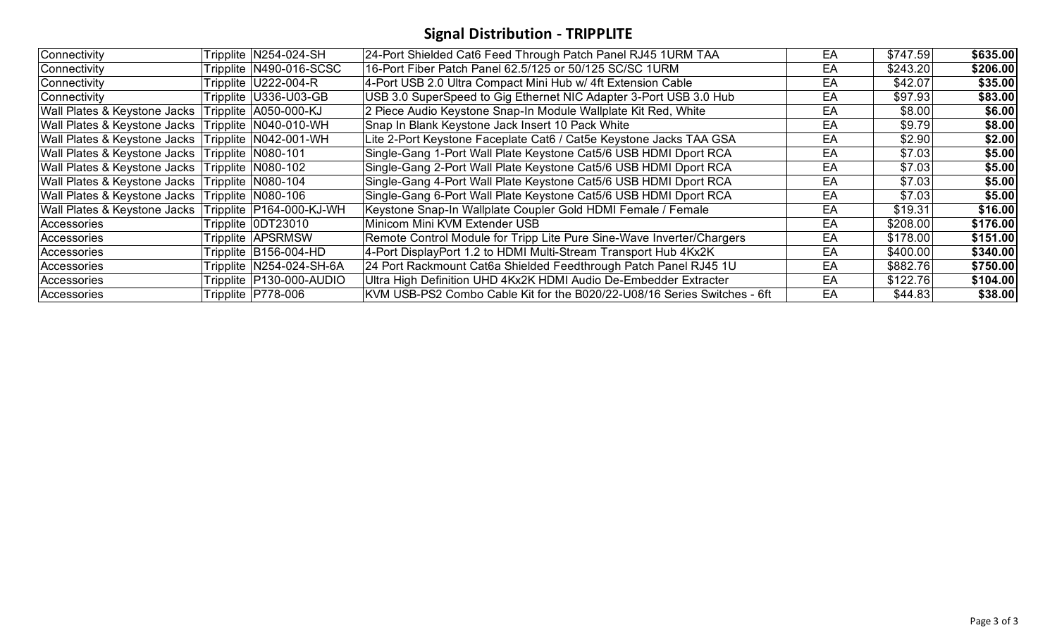## Signal Distribution - TRIPPLITE

| | | | | | | |
|---|---|---|---|---|---|---|
| Connectivity | Tripplite | N254-024-SH | 24-Port Shielded Cat6 Feed Through Patch Panel RJ45 1URM TAA | EA | $747.59 | **$635.00** |
| Connectivity | Tripplite | N490-016-SCSC | 16-Port Fiber Patch Panel 62.5/125 or 50/125 SC/SC 1URM | EA | $243.20 | **$206.00** |
| Connectivity | Tripplite | U222-004-R | 4-Port USB 2.0 Ultra Compact Mini Hub w/ 4ft Extension Cable | EA | $42.07 | **$35.00** |
| Connectivity | Tripplite | U336-U03-GB | USB 3.0 SuperSpeed to Gig Ethernet NIC Adapter 3-Port USB 3.0 Hub | EA | $97.93 | **$83.00** |
| Wall Plates & Keystone Jacks | Tripplite | A050-000-KJ | 2 Piece Audio Keystone Snap-In Module Wallplate Kit Red, White | EA | $8.00 | **$6.00** |
| Wall Plates & Keystone Jacks | Tripplite | N040-010-WH | Snap In Blank Keystone Jack Insert 10 Pack White | EA | $9.79 | **$8.00** |
| Wall Plates & Keystone Jacks | Tripplite | N042-001-WH | Lite 2-Port Keystone Faceplate Cat6 / Cat5e Keystone Jacks TAA GSA | EA | $2.90 | **$2.00** |
| Wall Plates & Keystone Jacks | Tripplite | N080-101 | Single-Gang 1-Port Wall Plate Keystone Cat5/6 USB HDMI Dport RCA | EA | $7.03 | **$5.00** |
| Wall Plates & Keystone Jacks | Tripplite | N080-102 | Single-Gang 2-Port Wall Plate Keystone Cat5/6 USB HDMI Dport RCA | EA | $7.03 | **$5.00** |
| Wall Plates & Keystone Jacks | Tripplite | N080-104 | Single-Gang 4-Port Wall Plate Keystone Cat5/6 USB HDMI Dport RCA | EA | $7.03 | **$5.00** |
| Wall Plates & Keystone Jacks | Tripplite | N080-106 | Single-Gang 6-Port Wall Plate Keystone Cat5/6 USB HDMI Dport RCA | EA | $7.03 | **$5.00** |
| Wall Plates & Keystone Jacks | Tripplite | P164-000-KJ-WH | Keystone Snap-In Wallplate Coupler Gold HDMI Female / Female | EA | $19.31 | **$16.00** |
| Accessories | Tripplite | 0DT23010 | Minicom Mini KVM Extender USB | EA | $208.00 | **$176.00** |
| Accessories | Tripplite | APSRMSW | Remote Control Module for Tripp Lite Pure Sine-Wave Inverter/Chargers | EA | $178.00 | **$151.00** |
| Accessories | Tripplite | B156-004-HD | 4-Port DisplayPort 1.2 to HDMI Multi-Stream Transport Hub 4Kx2K | EA | $400.00 | **$340.00** |
| Accessories | Tripplite | N254-024-SH-6A | 24 Port Rackmount Cat6a Shielded Feedthrough Patch Panel RJ45 1U | EA | $882.76 | **$750.00** |
| Accessories | Tripplite | P130-000-AUDIO | Ultra High Definition UHD 4Kx2K HDMI Audio De-Embedder Extracter | EA | $122.76 | **$104.00** |
| Accessories | Tripplite | P778-006 | KVM USB-PS2 Combo Cable Kit for the B020/22-U08/16 Series Switches - 6ft | EA | $44.83 | **$38.00** |